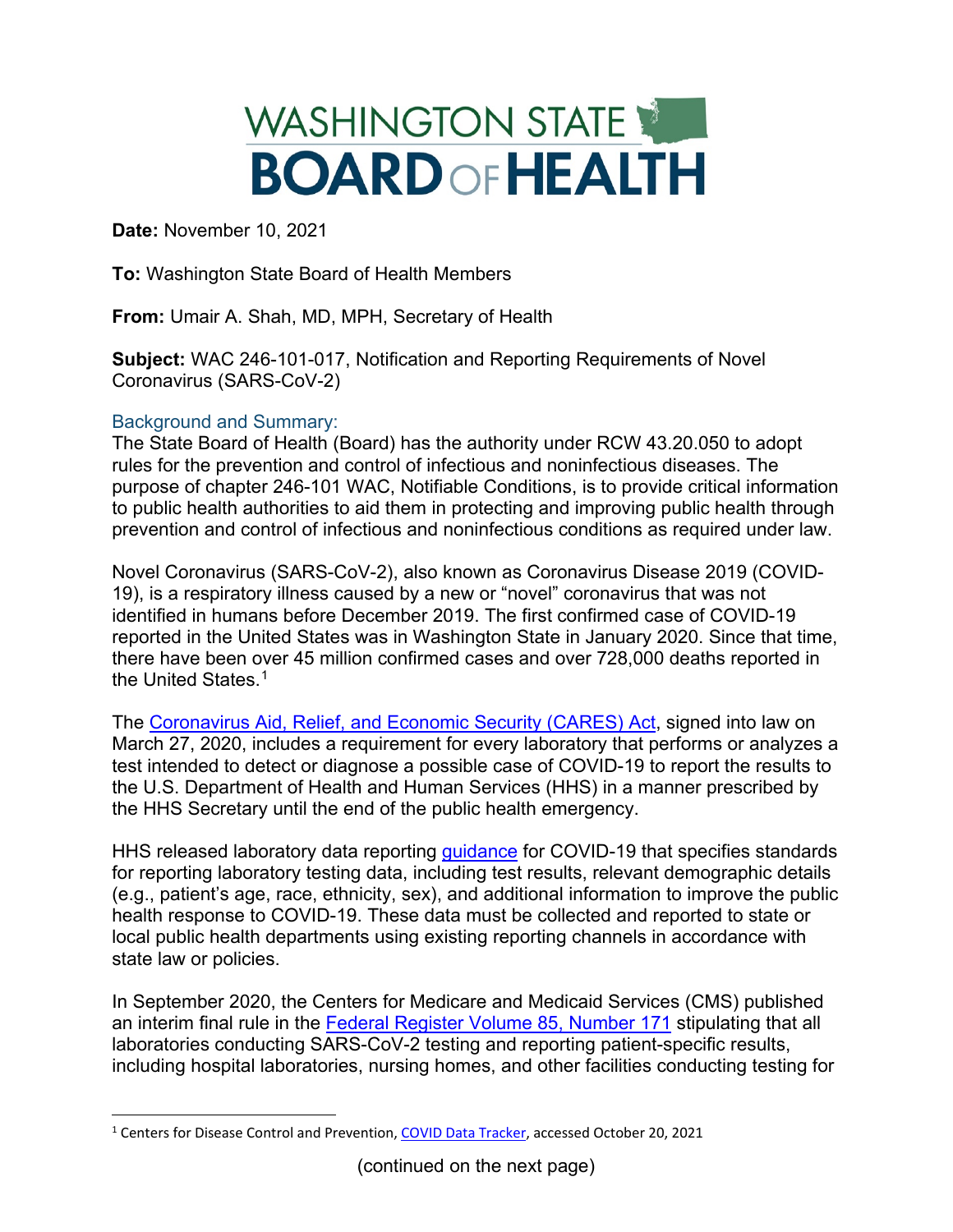# WASHINGTON STATE BOARD OF HEALTH

**Date:** November 10, 2021

**To:** Washington State Board of Health Members

**From:** Umair A. Shah, MD, MPH, Secretary of Health

**Subject:** WAC 246-101-017, Notification and Reporting Requirements of Novel Coronavirus (SARS-CoV-2)

## Background and Summary:

The State Board of Health (Board) has the authority under RCW 43.20.050 to adopt rules for the prevention and control of infectious and noninfectious diseases. The purpose of chapter 246-101 WAC, Notifiable Conditions, is to provide critical information to public health authorities to aid them in protecting and improving public health through prevention and control of infectious and noninfectious conditions as required under law.

Novel Coronavirus (SARS-CoV-2), also known as Coronavirus Disease 2019 (COVID-19), is a respiratory illness caused by a new or "novel" coronavirus that was not identified in humans before December 2019. The first confirmed case of COVID-19 reported in the United States was in Washington State in January 2020. Since that time, there have been over 45 million confirmed cases and over 728,000 deaths reported in the United States.[1]

The Coronavirus Aid, Relief, and Economic Security (CARES) Act, signed into law on March 27, 2020, includes a requirement for every laboratory that performs or analyzes a test intended to detect or diagnose a possible case of COVID-19 to report the results to the U.S. Department of Health and Human Services (HHS) in a manner prescribed by the HHS Secretary until the end of the public health emergency.

HHS released laboratory data reporting guidance for COVID-19 that specifies standards for reporting laboratory testing data, including test results, relevant demographic details (e.g., patient's age, race, ethnicity, sex), and additional information to improve the public health response to COVID-19. These data must be collected and reported to state or local public health departments using existing reporting channels in accordance with state law or policies.

In September 2020, the Centers for Medicare and Medicaid Services (CMS) published an interim final rule in the Federal Register Volume 85, Number 171 stipulating that all laboratories conducting SARS-CoV-2 testing and reporting patient-specific results, including hospital laboratories, nursing homes, and other facilities conducting testing for

---

[1] Centers for Disease Control and Prevention, COVID Data Tracker, accessed October 20, 2021

(continued on the next page)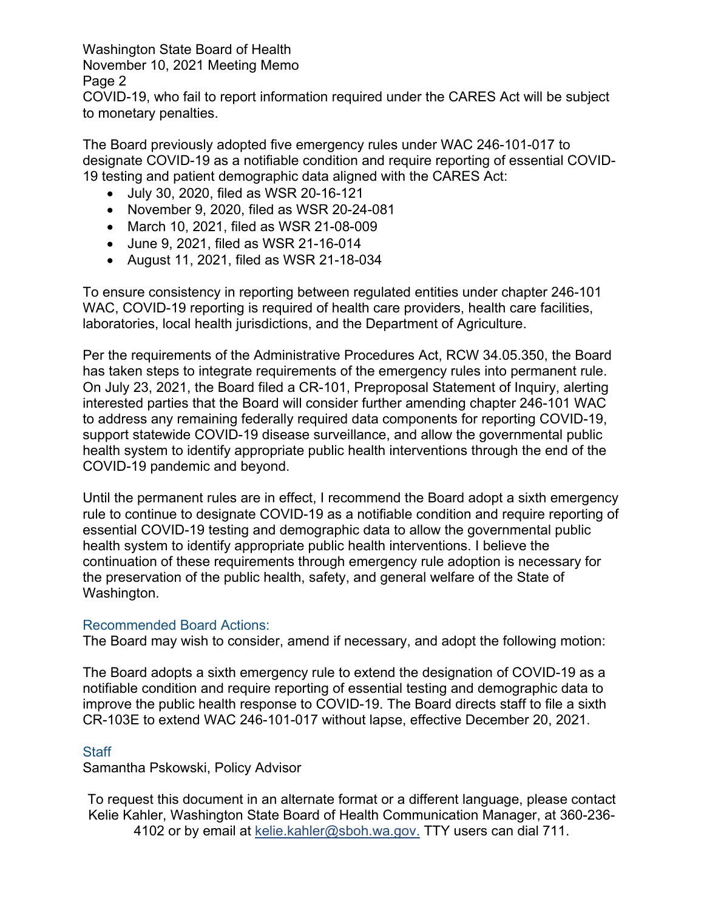COVID-19, who fail to report information required under the CARES Act will be subject to monetary penalties.

The Board previously adopted five emergency rules under WAC 246-101-017 to designate COVID-19 as a notifiable condition and require reporting of essential COVID-19 testing and patient demographic data aligned with the CARES Act:

- July 30, 2020, filed as WSR 20-16-121
- November 9, 2020, filed as WSR 20-24-081
- March 10, 2021, filed as WSR 21-08-009
- June 9, 2021, filed as WSR 21-16-014
- August 11, 2021, filed as WSR 21-18-034

To ensure consistency in reporting between regulated entities under chapter 246-101 WAC, COVID-19 reporting is required of health care providers, health care facilities, laboratories, local health jurisdictions, and the Department of Agriculture.

Per the requirements of the Administrative Procedures Act, RCW 34.05.350, the Board has taken steps to integrate requirements of the emergency rules into permanent rule. On July 23, 2021, the Board filed a CR-101, Preproposal Statement of Inquiry, alerting interested parties that the Board will consider further amending chapter 246-101 WAC to address any remaining federally required data components for reporting COVID-19, support statewide COVID-19 disease surveillance, and allow the governmental public health system to identify appropriate public health interventions through the end of the COVID-19 pandemic and beyond.

Until the permanent rules are in effect, I recommend the Board adopt a sixth emergency rule to continue to designate COVID-19 as a notifiable condition and require reporting of essential COVID-19 testing and demographic data to allow the governmental public health system to identify appropriate public health interventions. I believe the continuation of these requirements through emergency rule adoption is necessary for the preservation of the public health, safety, and general welfare of the State of Washington.

## Recommended Board Actions:

The Board may wish to consider, amend if necessary, and adopt the following motion:

The Board adopts a sixth emergency rule to extend the designation of COVID-19 as a notifiable condition and require reporting of essential testing and demographic data to improve the public health response to COVID-19. The Board directs staff to file a sixth CR-103E to extend WAC 246-101-017 without lapse, effective December 20, 2021.

## Staff

Samantha Pskowski, Policy Advisor

To request this document in an alternate format or a different language, please contact Kelie Kahler, Washington State Board of Health Communication Manager, at 360-236-4102 or by email at kelie.kahler@sboh.wa.gov. TTY users can dial 711.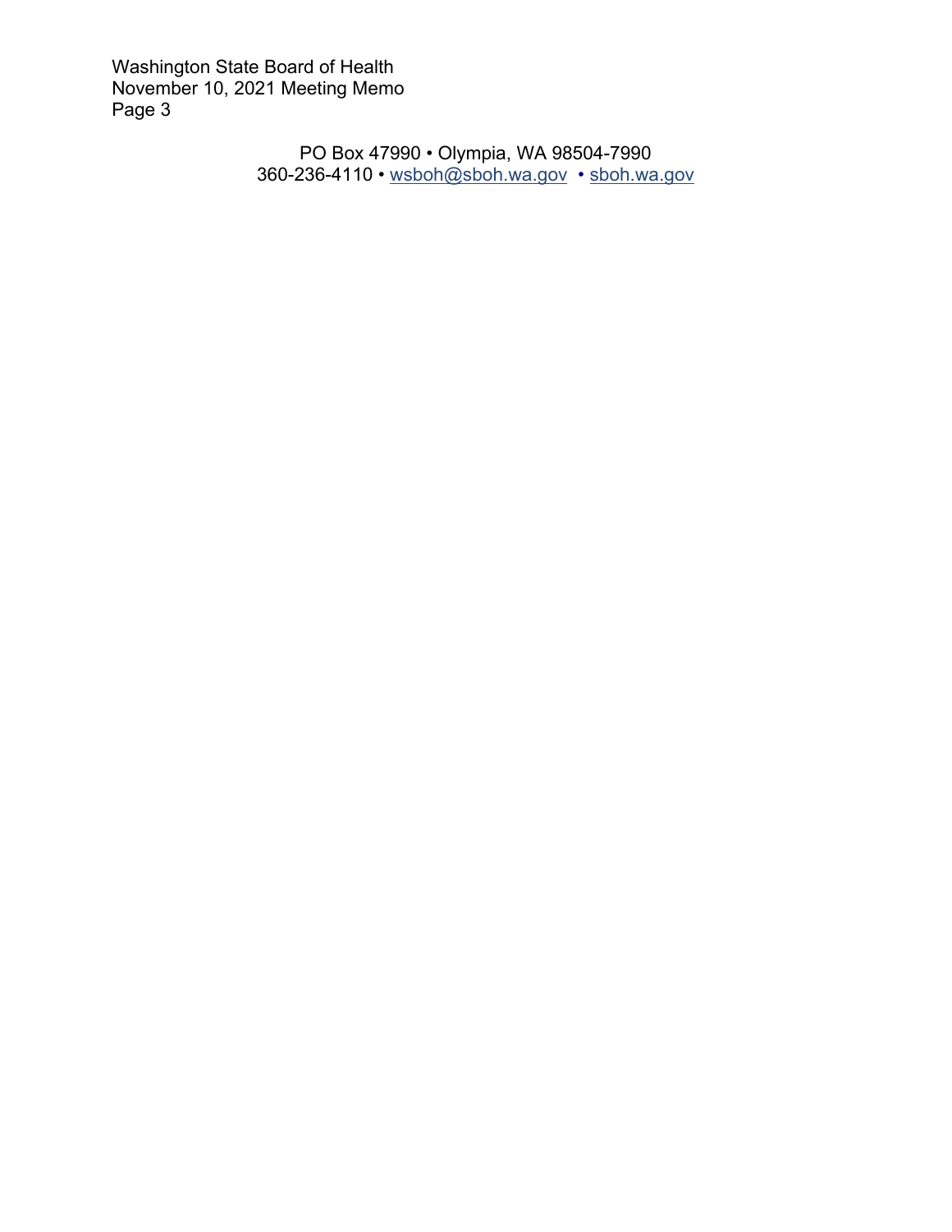PO Box 47990 • Olympia, WA 98504-7990
360-236-4110 • wsboh@sboh.wa.gov • sboh.wa.gov